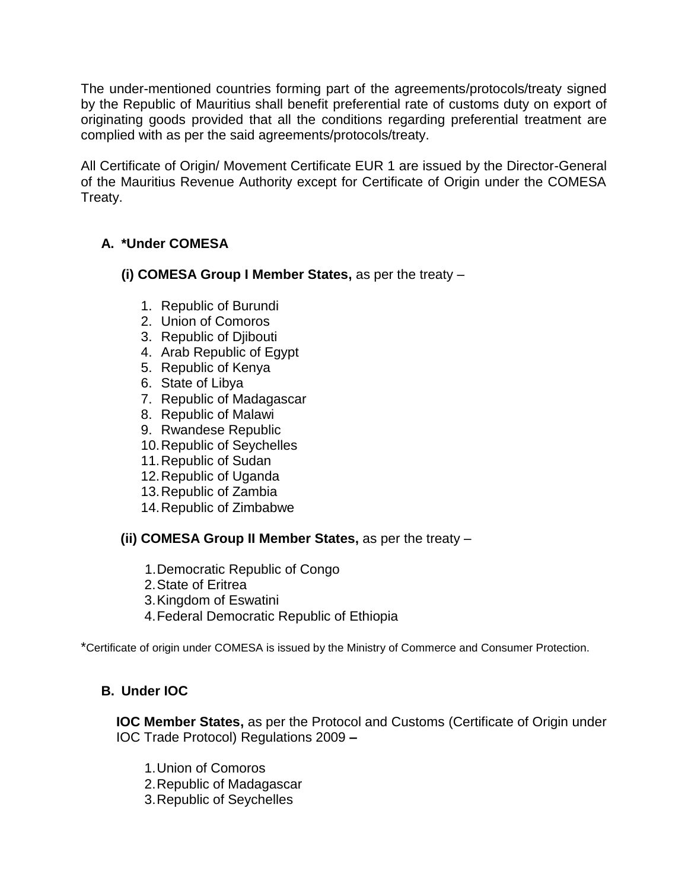The under-mentioned countries forming part of the agreements/protocols/treaty signed by the Republic of Mauritius shall benefit preferential rate of customs duty on export of originating goods provided that all the conditions regarding preferential treatment are complied with as per the said agreements/protocols/treaty.

All Certificate of Origin/ Movement Certificate EUR 1 are issued by the Director-General of the Mauritius Revenue Authority except for Certificate of Origin under the COMESA Treaty.

## A. *Under COMESA

**(i) COMESA Group I Member States,** as per the treaty –

1. Republic of Burundi
2. Union of Comoros
3. Republic of Djibouti
4. Arab Republic of Egypt
5. Republic of Kenya
6. State of Libya
7. Republic of Madagascar
8. Republic of Malawi
9. Rwandese Republic
10. Republic of Seychelles
11. Republic of Sudan
12. Republic of Uganda
13. Republic of Zambia
14. Republic of Zimbabwe

**(ii) COMESA Group II Member States,** as per the treaty –

1. Democratic Republic of Congo
2. State of Eritrea
3. Kingdom of Eswatini
4. Federal Democratic Republic of Ethiopia

*Certificate of origin under COMESA is issued by the Ministry of Commerce and Consumer Protection.

## B. Under IOC

**IOC Member States,** as per the Protocol and Customs (Certificate of Origin under IOC Trade Protocol) Regulations 2009 **–**

1. Union of Comoros
2. Republic of Madagascar
3. Republic of Seychelles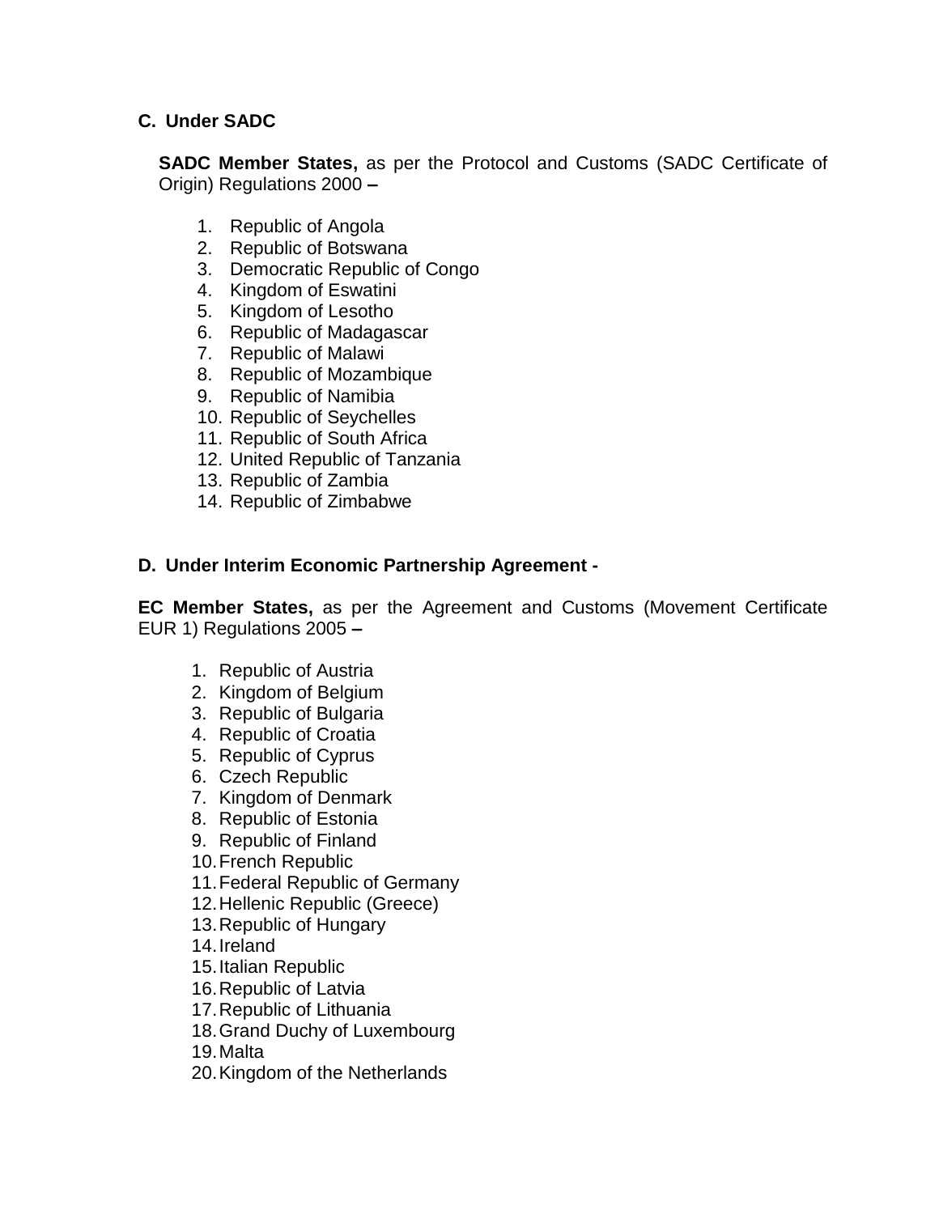### C. Under SADC

**SADC Member States,** as per the Protocol and Customs (SADC Certificate of Origin) Regulations 2000 **–**

1. Republic of Angola
2. Republic of Botswana
3. Democratic Republic of Congo
4. Kingdom of Eswatini
5. Kingdom of Lesotho
6. Republic of Madagascar
7. Republic of Malawi
8. Republic of Mozambique
9. Republic of Namibia
10. Republic of Seychelles
11. Republic of South Africa
12. United Republic of Tanzania
13. Republic of Zambia
14. Republic of Zimbabwe

### D. Under Interim Economic Partnership Agreement -

**EC Member States,** as per the Agreement and Customs (Movement Certificate EUR 1) Regulations 2005 **–**

1. Republic of Austria
2. Kingdom of Belgium
3. Republic of Bulgaria
4. Republic of Croatia
5. Republic of Cyprus
6. Czech Republic
7. Kingdom of Denmark
8. Republic of Estonia
9. Republic of Finland
10. French Republic
11. Federal Republic of Germany
12. Hellenic Republic (Greece)
13. Republic of Hungary
14. Ireland
15. Italian Republic
16. Republic of Latvia
17. Republic of Lithuania
18. Grand Duchy of Luxembourg
19. Malta
20. Kingdom of the Netherlands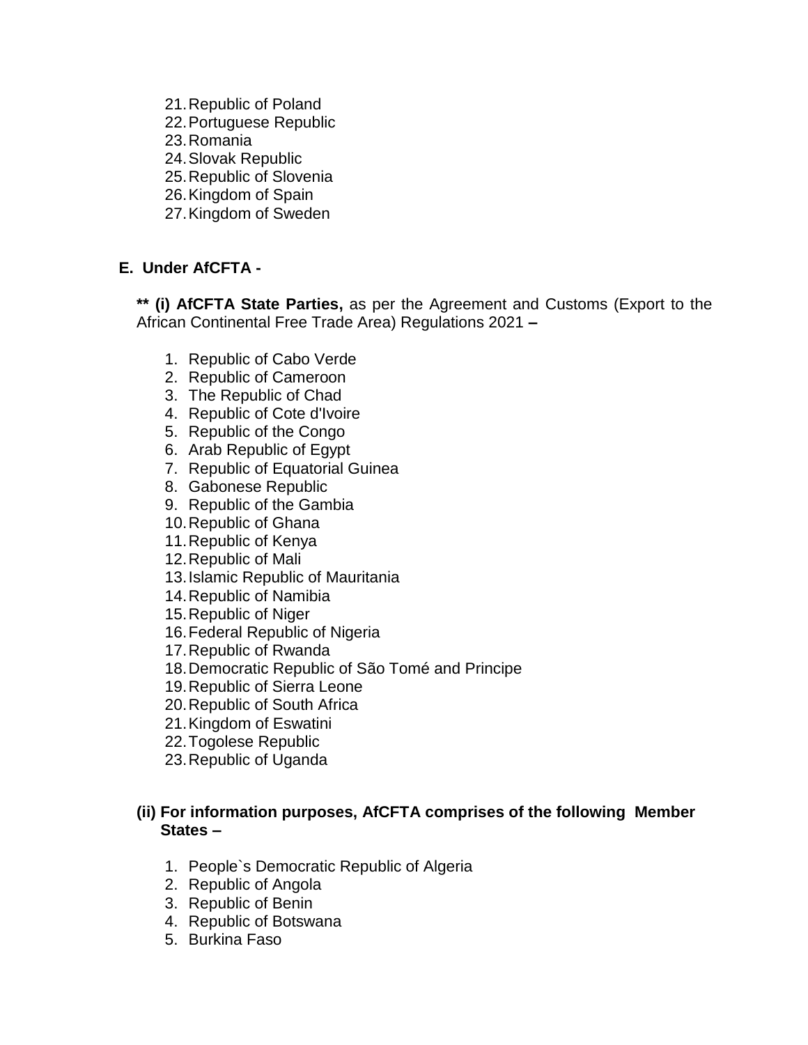21. Republic of Poland
22. Portuguese Republic
23. Romania
24. Slovak Republic
25. Republic of Slovenia
26. Kingdom of Spain
27. Kingdom of Sweden

### E. Under AfCFTA -

**** (i) AfCFTA State Parties,** as per the Agreement and Customs (Export to the African Continental Free Trade Area) Regulations 2021 **–**

1. Republic of Cabo Verde
2. Republic of Cameroon
3. The Republic of Chad
4. Republic of Cote d'Ivoire
5. Republic of the Congo
6. Arab Republic of Egypt
7. Republic of Equatorial Guinea
8. Gabonese Republic
9. Republic of the Gambia
10. Republic of Ghana
11. Republic of Kenya
12. Republic of Mali
13. Islamic Republic of Mauritania
14. Republic of Namibia
15. Republic of Niger
16. Federal Republic of Nigeria
17. Republic of Rwanda
18. Democratic Republic of São Tomé and Principe
19. Republic of Sierra Leone
20. Republic of South Africa
21. Kingdom of Eswatini
22. Togolese Republic
23. Republic of Uganda

**(ii) For information purposes, AfCFTA comprises of the following Member States –**

1. People`s Democratic Republic of Algeria
2. Republic of Angola
3. Republic of Benin
4. Republic of Botswana
5. Burkina Faso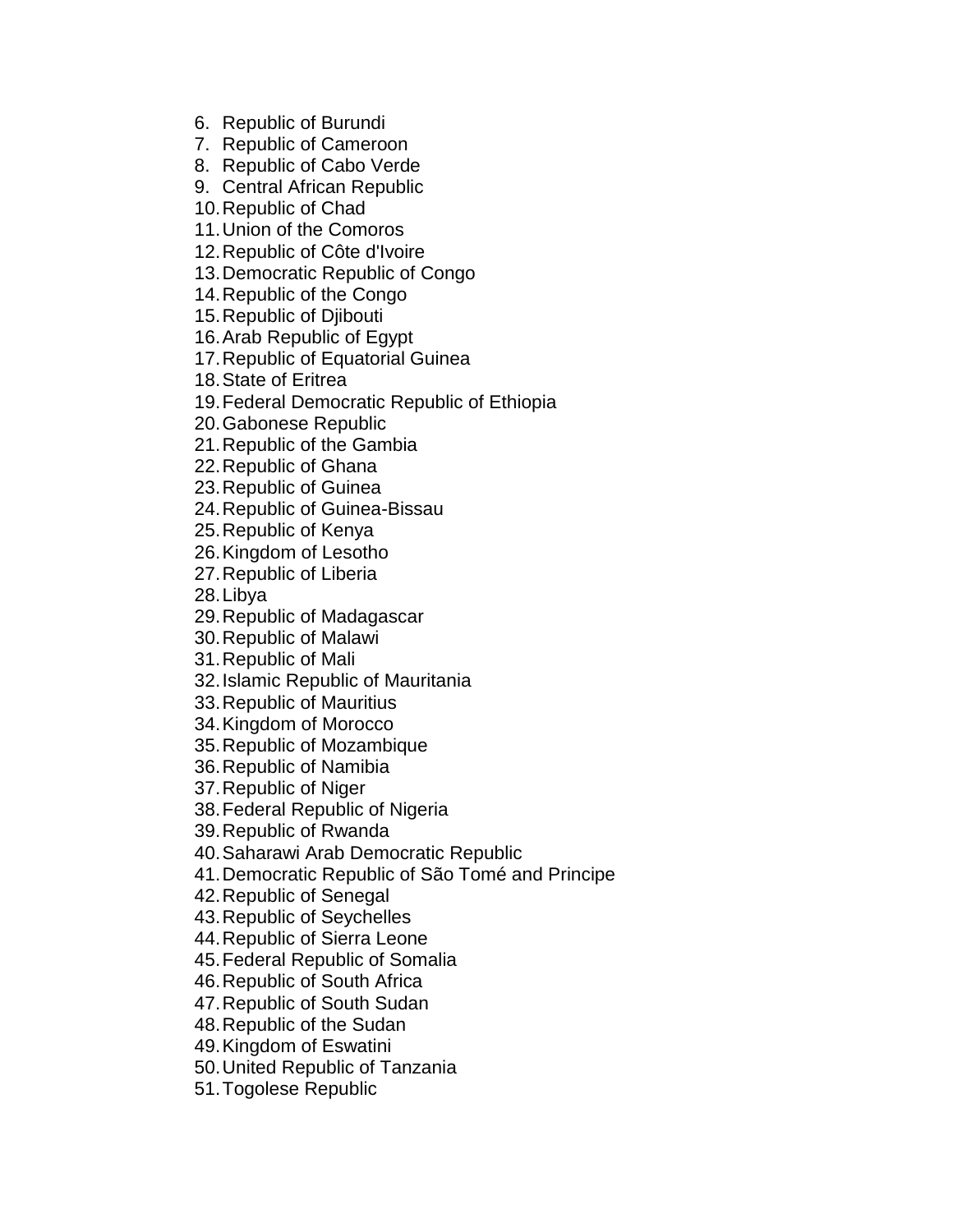6. Republic of Burundi
7. Republic of Cameroon
8. Republic of Cabo Verde
9. Central African Republic
10. Republic of Chad
11. Union of the Comoros
12. Republic of Côte d'Ivoire
13. Democratic Republic of Congo
14. Republic of the Congo
15. Republic of Djibouti
16. Arab Republic of Egypt
17. Republic of Equatorial Guinea
18. State of Eritrea
19. Federal Democratic Republic of Ethiopia
20. Gabonese Republic
21. Republic of the Gambia
22. Republic of Ghana
23. Republic of Guinea
24. Republic of Guinea-Bissau
25. Republic of Kenya
26. Kingdom of Lesotho
27. Republic of Liberia
28. Libya
29. Republic of Madagascar
30. Republic of Malawi
31. Republic of Mali
32. Islamic Republic of Mauritania
33. Republic of Mauritius
34. Kingdom of Morocco
35. Republic of Mozambique
36. Republic of Namibia
37. Republic of Niger
38. Federal Republic of Nigeria
39. Republic of Rwanda
40. Saharawi Arab Democratic Republic
41. Democratic Republic of São Tomé and Principe
42. Republic of Senegal
43. Republic of Seychelles
44. Republic of Sierra Leone
45. Federal Republic of Somalia
46. Republic of South Africa
47. Republic of South Sudan
48. Republic of the Sudan
49. Kingdom of Eswatini
50. United Republic of Tanzania
51. Togolese Republic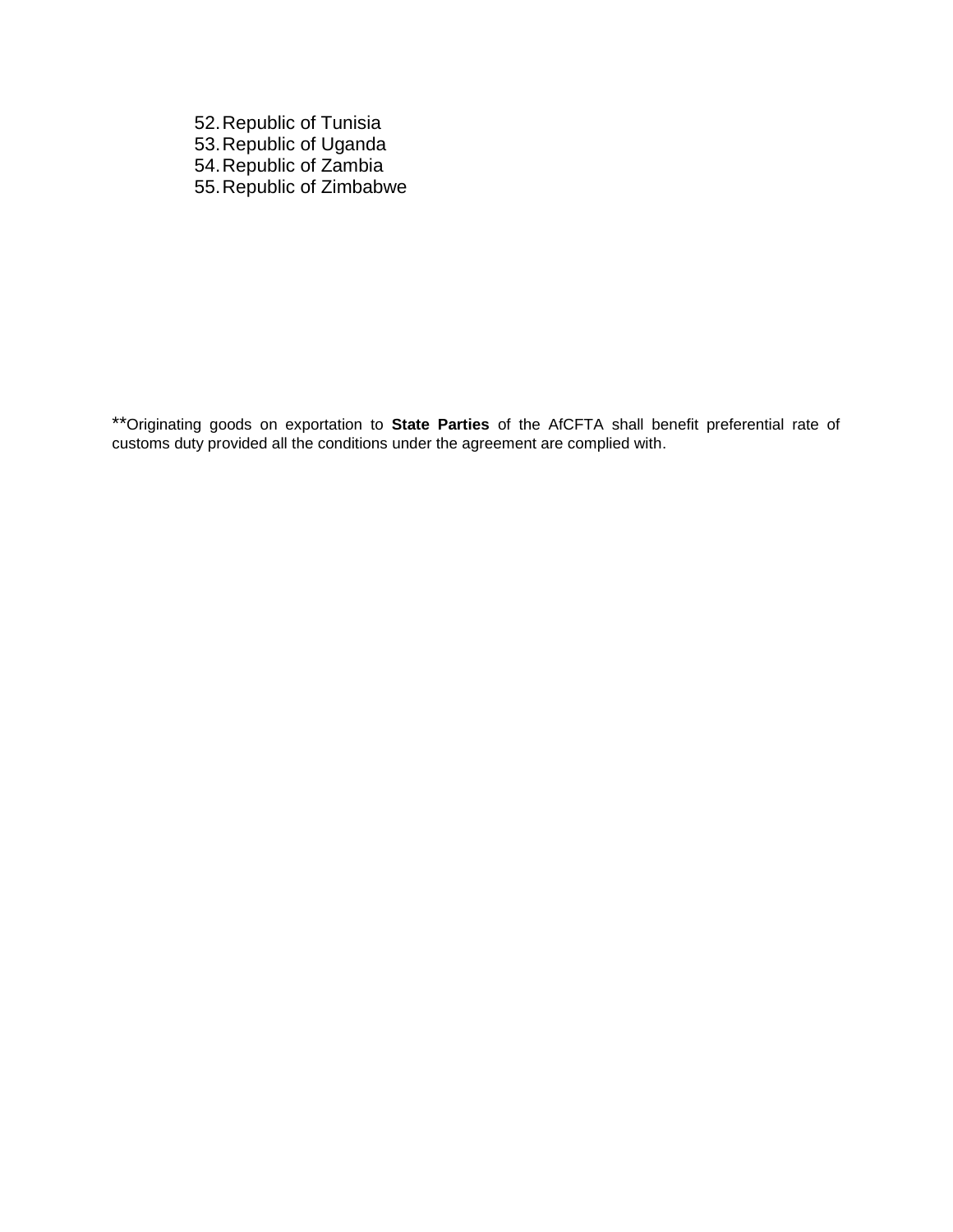52. Republic of Tunisia
53. Republic of Uganda
54. Republic of Zambia
55. Republic of Zimbabwe

**Originating goods on exportation to **State Parties** of the AfCFTA shall benefit preferential rate of customs duty provided all the conditions under the agreement are complied with.